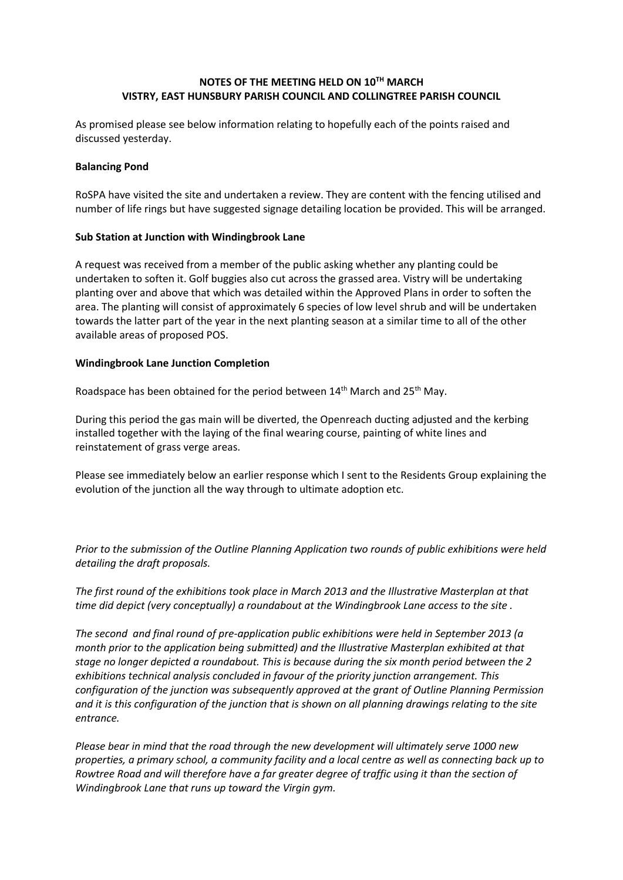**NOTES OF THE MEETING HELD ON 10TH MARCH**
**VISTRY, EAST HUNSBURY PARISH COUNCIL AND COLLINGTREE PARISH COUNCIL**

As promised please see below information relating to hopefully each of the points raised and discussed yesterday.

**Balancing Pond**

RoSPA have visited the site and undertaken a review. They are content with the fencing utilised and number of life rings but have suggested signage detailing location be provided. This will be arranged.

**Sub Station at Junction with Windingbrook Lane**

A request was received from a member of the public asking whether any planting could be undertaken to soften it. Golf buggies also cut across the grassed area. Vistry will be undertaking planting over and above that which was detailed within the Approved Plans in order to soften the area. The planting will consist of approximately 6 species of low level shrub and will be undertaken towards the latter part of the year in the next planting season at a similar time to all of the other available areas of proposed POS.

**Windingbrook Lane Junction Completion**

Roadspace has been obtained for the period between 14th March and 25th May.

During this period the gas main will be diverted, the Openreach ducting adjusted and the kerbing installed together with the laying of the final wearing course, painting of white lines and reinstatement of grass verge areas.

Please see immediately below an earlier response which I sent to the Residents Group explaining the evolution of the junction all the way through to ultimate adoption etc.

*Prior to the submission of the Outline Planning Application two rounds of public exhibitions were held detailing the draft proposals.*

*The first round of the exhibitions took place in March 2013 and the Illustrative Masterplan at that time did depict (very conceptually) a roundabout at the Windingbrook Lane access to the site .*

*The second and final round of pre-application public exhibitions were held in September 2013 (a month prior to the application being submitted) and the Illustrative Masterplan exhibited at that stage no longer depicted a roundabout. This is because during the six month period between the 2 exhibitions technical analysis concluded in favour of the priority junction arrangement. This configuration of the junction was subsequently approved at the grant of Outline Planning Permission and it is this configuration of the junction that is shown on all planning drawings relating to the site entrance.*

*Please bear in mind that the road through the new development will ultimately serve 1000 new properties, a primary school, a community facility and a local centre as well as connecting back up to Rowtree Road and will therefore have a far greater degree of traffic using it than the section of Windingbrook Lane that runs up toward the Virgin gym.*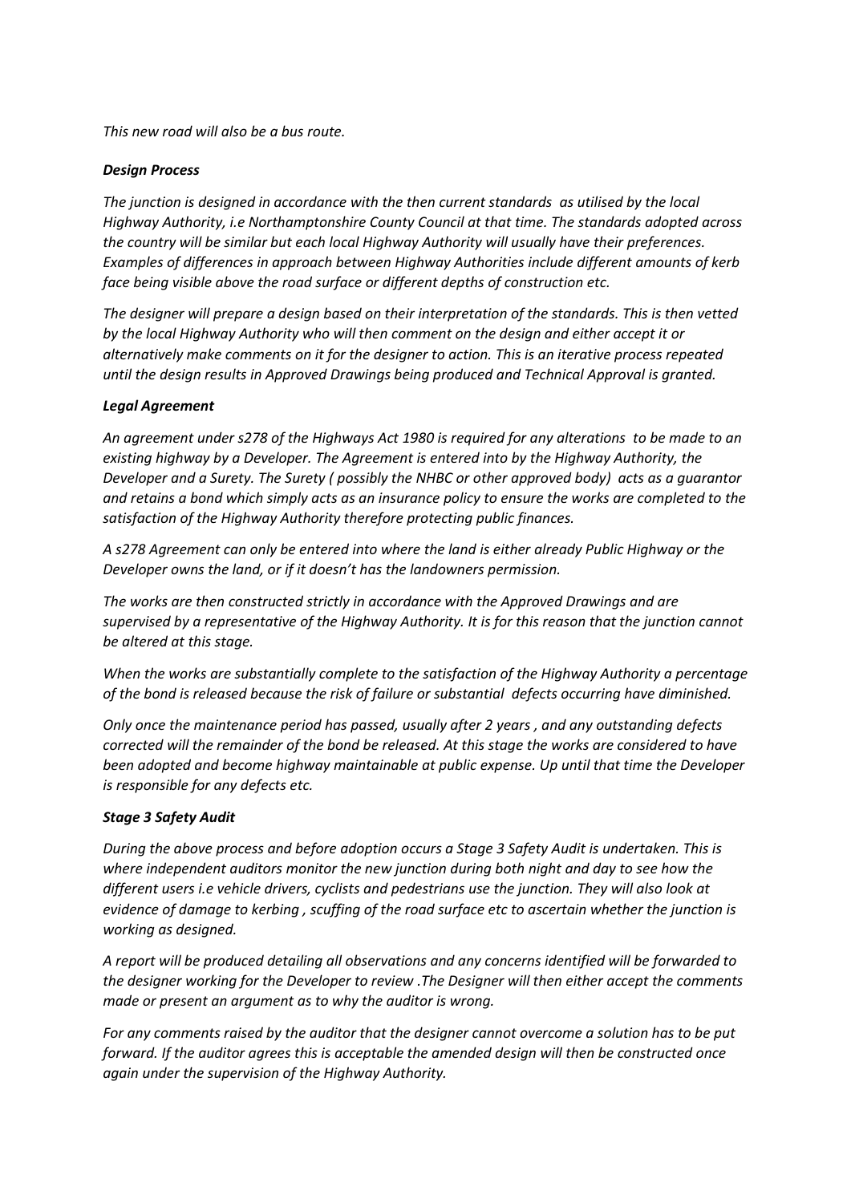*This new road will also be a bus route.*

***Design Process***

*The junction is designed in accordance with the then current standards as utilised by the local Highway Authority, i.e Northamptonshire County Council at that time. The standards adopted across the country will be similar but each local Highway Authority will usually have their preferences. Examples of differences in approach between Highway Authorities include different amounts of kerb face being visible above the road surface or different depths of construction etc.*

*The designer will prepare a design based on their interpretation of the standards. This is then vetted by the local Highway Authority who will then comment on the design and either accept it or alternatively make comments on it for the designer to action. This is an iterative process repeated until the design results in Approved Drawings being produced and Technical Approval is granted.*

***Legal Agreement***

*An agreement under s278 of the Highways Act 1980 is required for any alterations to be made to an existing highway by a Developer. The Agreement is entered into by the Highway Authority, the Developer and a Surety. The Surety ( possibly the NHBC or other approved body) acts as a guarantor and retains a bond which simply acts as an insurance policy to ensure the works are completed to the satisfaction of the Highway Authority therefore protecting public finances.*

*A s278 Agreement can only be entered into where the land is either already Public Highway or the Developer owns the land, or if it doesn't has the landowners permission.*

*The works are then constructed strictly in accordance with the Approved Drawings and are supervised by a representative of the Highway Authority. It is for this reason that the junction cannot be altered at this stage.*

*When the works are substantially complete to the satisfaction of the Highway Authority a percentage of the bond is released because the risk of failure or substantial defects occurring have diminished.*

*Only once the maintenance period has passed, usually after 2 years , and any outstanding defects corrected will the remainder of the bond be released. At this stage the works are considered to have been adopted and become highway maintainable at public expense. Up until that time the Developer is responsible for any defects etc.*

***Stage 3 Safety Audit***

*During the above process and before adoption occurs a Stage 3 Safety Audit is undertaken. This is where independent auditors monitor the new junction during both night and day to see how the different users i.e vehicle drivers, cyclists and pedestrians use the junction. They will also look at evidence of damage to kerbing , scuffing of the road surface etc to ascertain whether the junction is working as designed.*

*A report will be produced detailing all observations and any concerns identified will be forwarded to the designer working for the Developer to review .The Designer will then either accept the comments made or present an argument as to why the auditor is wrong.*

*For any comments raised by the auditor that the designer cannot overcome a solution has to be put forward. If the auditor agrees this is acceptable the amended design will then be constructed once again under the supervision of the Highway Authority.*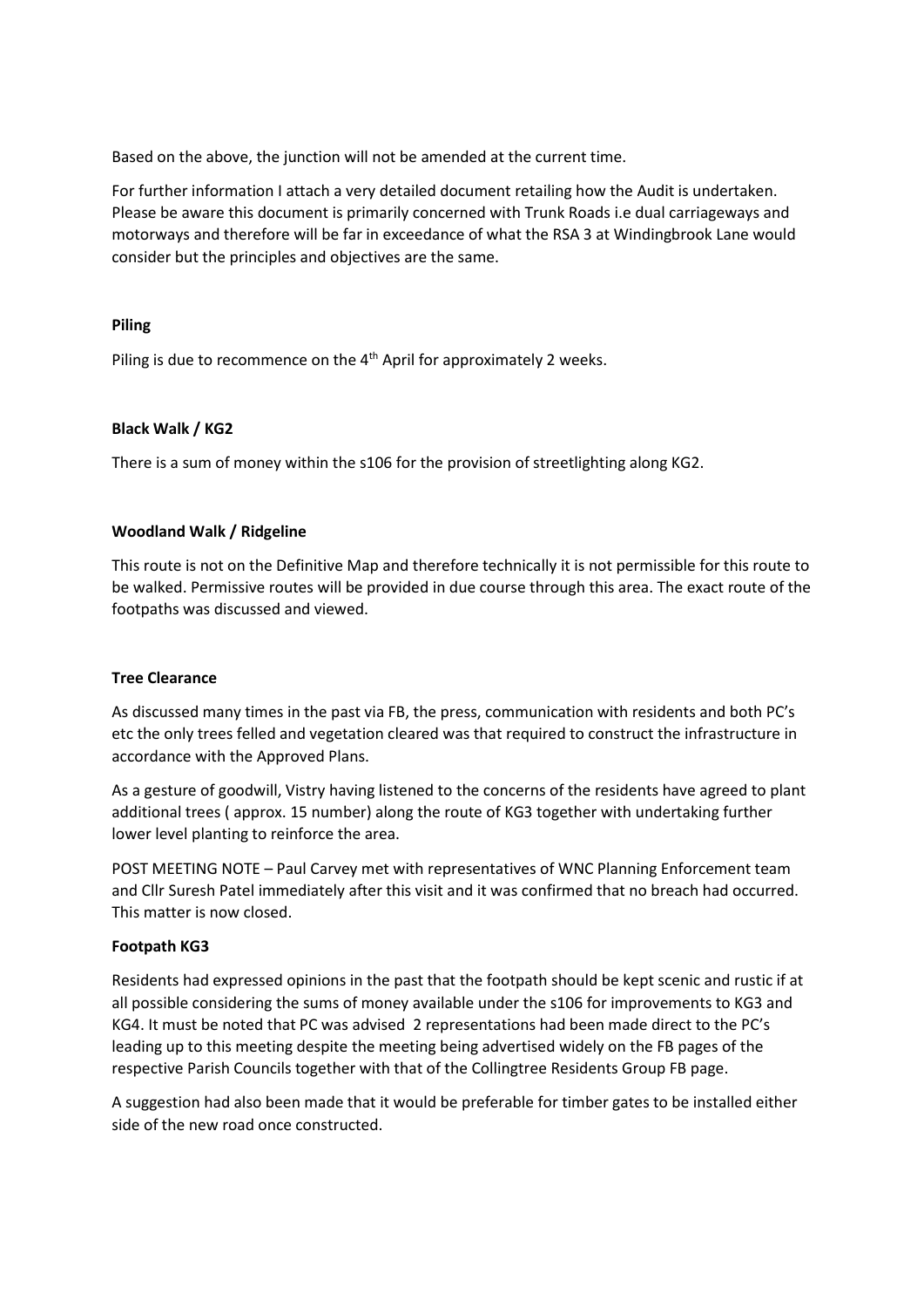Based on the above, the junction will not be amended at the current time.

For further information I attach a very detailed document retailing how the Audit is undertaken. Please be aware this document is primarily concerned with Trunk Roads i.e dual carriageways and motorways and therefore will be far in exceedance of what the RSA 3 at Windingbrook Lane would consider but the principles and objectives are the same.

**Piling**

Piling is due to recommence on the 4th April for approximately 2 weeks.

**Black Walk / KG2**

There is a sum of money within the s106 for the provision of streetlighting along KG2.

**Woodland Walk / Ridgeline**

This route is not on the Definitive Map and therefore technically it is not permissible for this route to be walked. Permissive routes will be provided in due course through this area. The exact route of the footpaths was discussed and viewed.

**Tree Clearance**

As discussed many times in the past via FB, the press, communication with residents and both PC's etc the only trees felled and vegetation cleared was that required to construct the infrastructure in accordance with the Approved Plans.

As a gesture of goodwill, Vistry having listened to the concerns of the residents have agreed to plant additional trees ( approx. 15 number) along the route of KG3 together with undertaking further lower level planting to reinforce the area.

POST MEETING NOTE – Paul Carvey met with representatives of WNC Planning Enforcement team and Cllr Suresh Patel immediately after this visit and it was confirmed that no breach had occurred. This matter is now closed.

**Footpath KG3**

Residents had expressed opinions in the past that the footpath should be kept scenic and rustic if at all possible considering the sums of money available under the s106 for improvements to KG3 and KG4. It must be noted that PC was advised 2 representations had been made direct to the PC's leading up to this meeting despite the meeting being advertised widely on the FB pages of the respective Parish Councils together with that of the Collingtree Residents Group FB page.

A suggestion had also been made that it would be preferable for timber gates to be installed either side of the new road once constructed.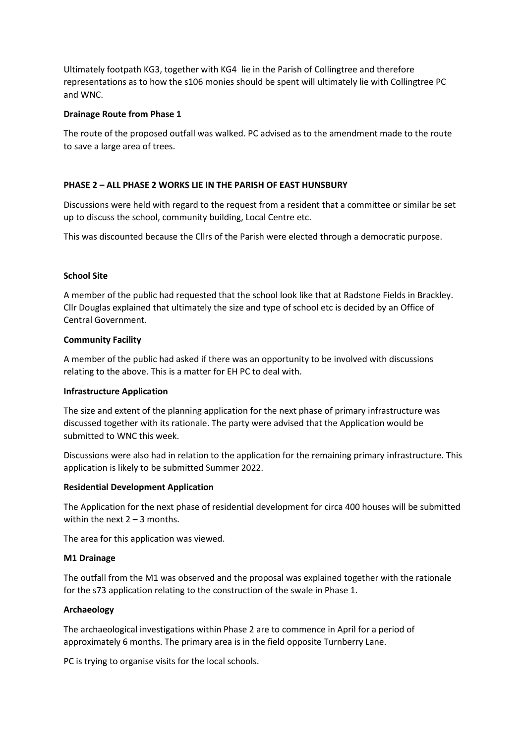Ultimately footpath KG3, together with KG4 lie in the Parish of Collingtree and therefore representations as to how the s106 monies should be spent will ultimately lie with Collingtree PC and WNC.

**Drainage Route from Phase 1**

The route of the proposed outfall was walked. PC advised as to the amendment made to the route to save a large area of trees.

**PHASE 2 – ALL PHASE 2 WORKS LIE IN THE PARISH OF EAST HUNSBURY**

Discussions were held with regard to the request from a resident that a committee or similar be set up to discuss the school, community building, Local Centre etc.

This was discounted because the Cllrs of the Parish were elected through a democratic purpose.

**School Site**

A member of the public had requested that the school look like that at Radstone Fields in Brackley. Cllr Douglas explained that ultimately the size and type of school etc is decided by an Office of Central Government.

**Community Facility**

A member of the public had asked if there was an opportunity to be involved with discussions relating to the above. This is a matter for EH PC to deal with.

**Infrastructure Application**

The size and extent of the planning application for the next phase of primary infrastructure was discussed together with its rationale. The party were advised that the Application would be submitted to WNC this week.

Discussions were also had in relation to the application for the remaining primary infrastructure. This application is likely to be submitted Summer 2022.

**Residential Development Application**

The Application for the next phase of residential development for circa 400 houses will be submitted within the next 2 – 3 months.

The area for this application was viewed.

**M1 Drainage**

The outfall from the M1 was observed and the proposal was explained together with the rationale for the s73 application relating to the construction of the swale in Phase 1.

**Archaeology**

The archaeological investigations within Phase 2 are to commence in April for a period of approximately 6 months. The primary area is in the field opposite Turnberry Lane.

PC is trying to organise visits for the local schools.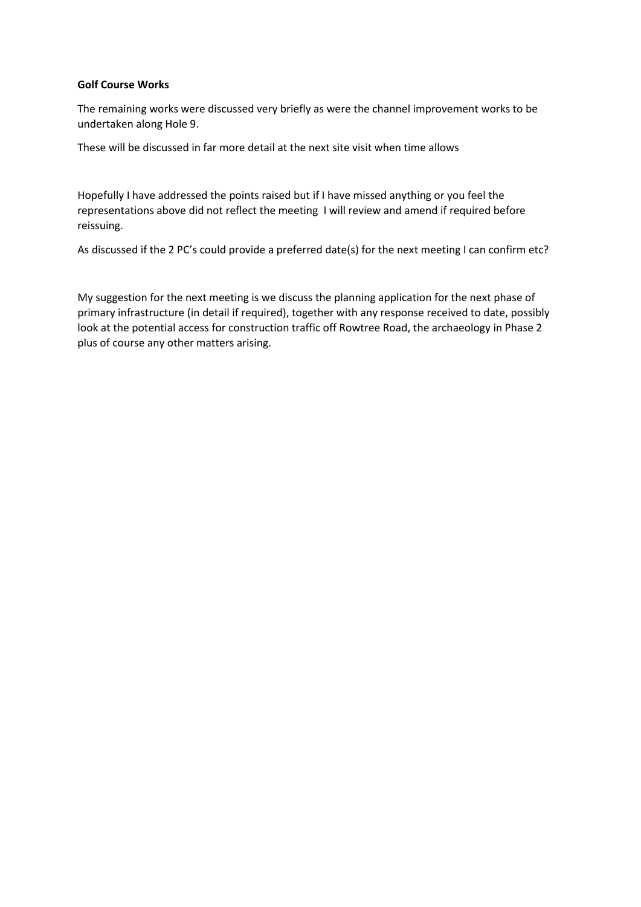**Golf Course Works**

The remaining works were discussed very briefly as were the channel improvement works to be undertaken along Hole 9.

These will be discussed in far more detail at the next site visit when time allows

Hopefully I have addressed the points raised but if I have missed anything or you feel the representations above did not reflect the meeting  I will review and amend if required before reissuing.

As discussed if the 2 PC's could provide a preferred date(s) for the next meeting I can confirm etc?

My suggestion for the next meeting is we discuss the planning application for the next phase of primary infrastructure (in detail if required), together with any response received to date, possibly look at the potential access for construction traffic off Rowtree Road, the archaeology in Phase 2 plus of course any other matters arising.